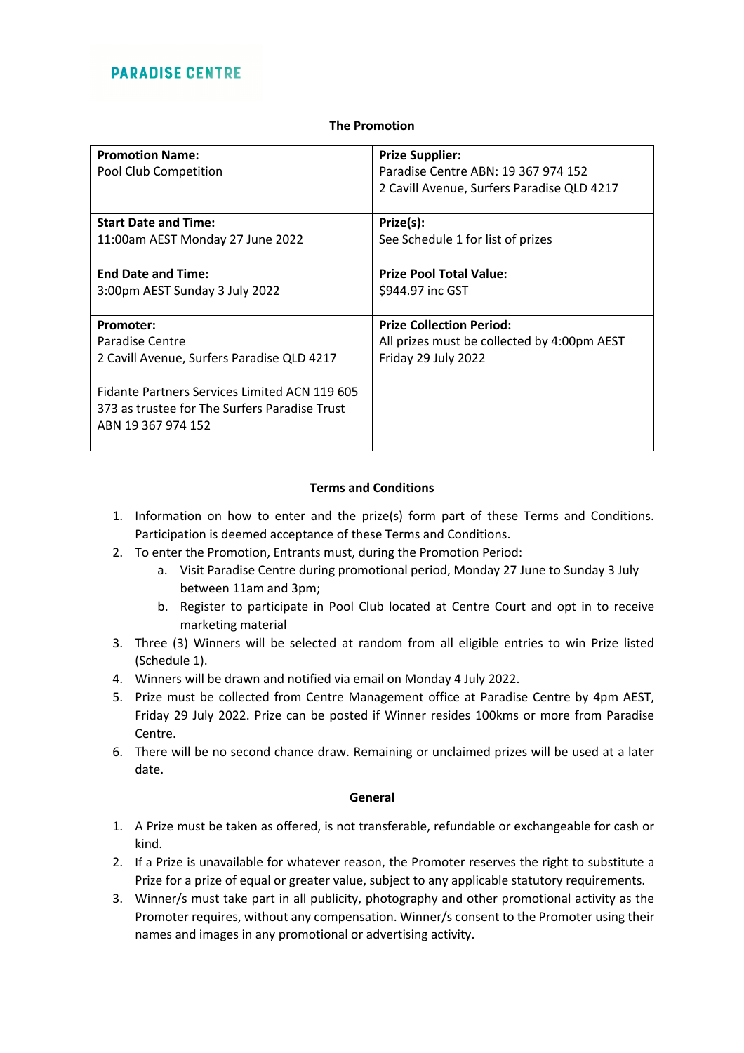PARADISE CENTRE

## The Promotion

| **Promotion Name:**<br>Pool Club Competition | **Prize Supplier:**<br>Paradise Centre ABN: 19 367 974 152<br>2 Cavill Avenue, Surfers Paradise QLD 4217 |
|---|---|
| **Start Date and Time:**<br>11:00am AEST Monday 27 June 2022 | **Prize(s):**<br>See Schedule 1 for list of prizes |
| **End Date and Time:**<br>3:00pm AEST Sunday 3 July 2022 | **Prize Pool Total Value:**<br>$944.97 inc GST |
| **Promoter:**<br>Paradise Centre<br>2 Cavill Avenue, Surfers Paradise QLD 4217<br><br>Fidante Partners Services Limited ACN 119 605 373 as trustee for The Surfers Paradise Trust ABN 19 367 974 152 | **Prize Collection Period:**<br>All prizes must be collected by 4:00pm AEST Friday 29 July 2022 |

## Terms and Conditions

1. Information on how to enter and the prize(s) form part of these Terms and Conditions. Participation is deemed acceptance of these Terms and Conditions.
2. To enter the Promotion, Entrants must, during the Promotion Period:
    a. Visit Paradise Centre during promotional period, Monday 27 June to Sunday 3 July between 11am and 3pm;
    b. Register to participate in Pool Club located at Centre Court and opt in to receive marketing material
3. Three (3) Winners will be selected at random from all eligible entries to win Prize listed (Schedule 1).
4. Winners will be drawn and notified via email on Monday 4 July 2022.
5. Prize must be collected from Centre Management office at Paradise Centre by 4pm AEST, Friday 29 July 2022. Prize can be posted if Winner resides 100kms or more from Paradise Centre.
6. There will be no second chance draw. Remaining or unclaimed prizes will be used at a later date.

## General

1. A Prize must be taken as offered, is not transferable, refundable or exchangeable for cash or kind.
2. If a Prize is unavailable for whatever reason, the Promoter reserves the right to substitute a Prize for a prize of equal or greater value, subject to any applicable statutory requirements.
3. Winner/s must take part in all publicity, photography and other promotional activity as the Promoter requires, without any compensation. Winner/s consent to the Promoter using their names and images in any promotional or advertising activity.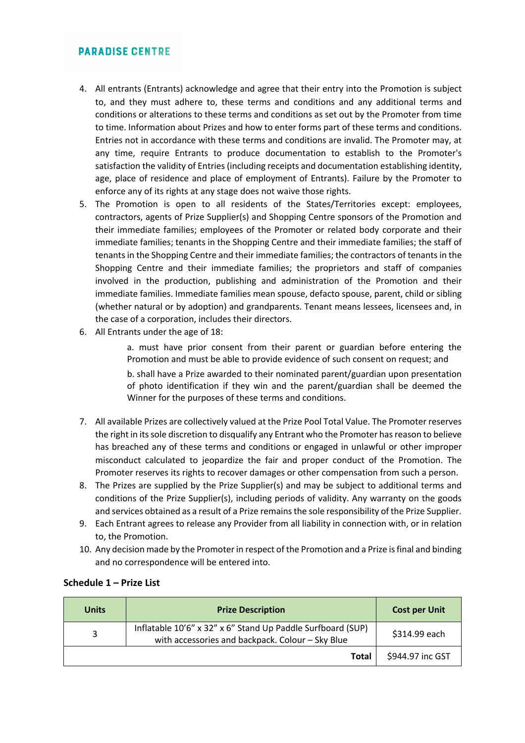4. All entrants (Entrants) acknowledge and agree that their entry into the Promotion is subject to, and they must adhere to, these terms and conditions and any additional terms and conditions or alterations to these terms and conditions as set out by the Promoter from time to time. Information about Prizes and how to enter forms part of these terms and conditions. Entries not in accordance with these terms and conditions are invalid. The Promoter may, at any time, require Entrants to produce documentation to establish to the Promoter's satisfaction the validity of Entries (including receipts and documentation establishing identity, age, place of residence and place of employment of Entrants). Failure by the Promoter to enforce any of its rights at any stage does not waive those rights.
5. The Promotion is open to all residents of the States/Territories except: employees, contractors, agents of Prize Supplier(s) and Shopping Centre sponsors of the Promotion and their immediate families; employees of the Promoter or related body corporate and their immediate families; tenants in the Shopping Centre and their immediate families; the staff of tenants in the Shopping Centre and their immediate families; the contractors of tenants in the Shopping Centre and their immediate families; the proprietors and staff of companies involved in the production, publishing and administration of the Promotion and their immediate families. Immediate families mean spouse, defacto spouse, parent, child or sibling (whether natural or by adoption) and grandparents. Tenant means lessees, licensees and, in the case of a corporation, includes their directors.
6. All Entrants under the age of 18:

   a. must have prior consent from their parent or guardian before entering the Promotion and must be able to provide evidence of such consent on request; and

   b. shall have a Prize awarded to their nominated parent/guardian upon presentation of photo identification if they win and the parent/guardian shall be deemed the Winner for the purposes of these terms and conditions.

7. All available Prizes are collectively valued at the Prize Pool Total Value. The Promoter reserves the right in its sole discretion to disqualify any Entrant who the Promoter has reason to believe has breached any of these terms and conditions or engaged in unlawful or other improper misconduct calculated to jeopardize the fair and proper conduct of the Promotion. The Promoter reserves its rights to recover damages or other compensation from such a person.
8. The Prizes are supplied by the Prize Supplier(s) and may be subject to additional terms and conditions of the Prize Supplier(s), including periods of validity. Any warranty on the goods and services obtained as a result of a Prize remains the sole responsibility of the Prize Supplier.
9. Each Entrant agrees to release any Provider from all liability in connection with, or in relation to, the Promotion.
10. Any decision made by the Promoter in respect of the Promotion and a Prize is final and binding and no correspondence will be entered into.

**Schedule 1 – Prize List**

| Units | Prize Description | Cost per Unit |
|---|---|---|
| 3 | Inflatable 10'6" x 32" x 6" Stand Up Paddle Surfboard (SUP) with accessories and backpack. Colour – Sky Blue | $314.99 each |
| | **Total** | $944.97 inc GST |